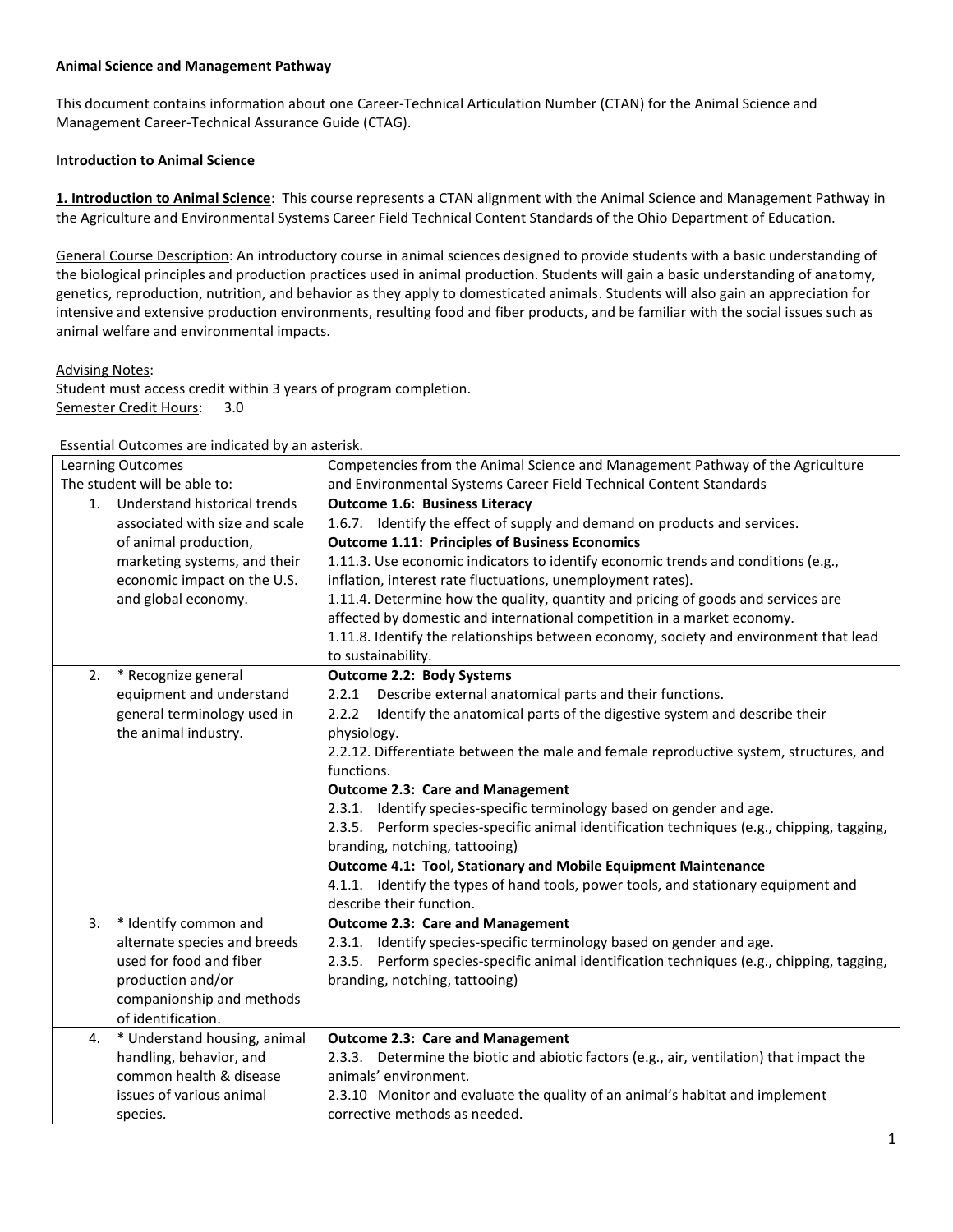**Animal Science and Management Pathway**

This document contains information about one Career-Technical Articulation Number (CTAN) for the Animal Science and Management Career-Technical Assurance Guide (CTAG).

**Introduction to Animal Science**

**1. Introduction to Animal Science**: This course represents a CTAN alignment with the Animal Science and Management Pathway in the Agriculture and Environmental Systems Career Field Technical Content Standards of the Ohio Department of Education.

General Course Description: An introductory course in animal sciences designed to provide students with a basic understanding of the biological principles and production practices used in animal production. Students will gain a basic understanding of anatomy, genetics, reproduction, nutrition, and behavior as they apply to domesticated animals. Students will also gain an appreciation for intensive and extensive production environments, resulting food and fiber products, and be familiar with the social issues such as animal welfare and environmental impacts.

Advising Notes:
Student must access credit within 3 years of program completion.
Semester Credit Hours: 3.0

Essential Outcomes are indicated by an asterisk.

| Learning Outcomes<br>The student will be able to: | Competencies from the Animal Science and Management Pathway of the Agriculture and Environmental Systems Career Field Technical Content Standards |
|---|---|
| 1. Understand historical trends associated with size and scale of animal production, marketing systems, and their economic impact on the U.S. and global economy. | **Outcome 1.6: Business Literacy**<br>1.6.7. Identify the effect of supply and demand on products and services.<br>**Outcome 1.11: Principles of Business Economics**<br>1.11.3. Use economic indicators to identify economic trends and conditions (e.g., inflation, interest rate fluctuations, unemployment rates).<br>1.11.4. Determine how the quality, quantity and pricing of goods and services are affected by domestic and international competition in a market economy.<br>1.11.8. Identify the relationships between economy, society and environment that lead to sustainability. |
| 2. * Recognize general equipment and understand general terminology used in the animal industry. | **Outcome 2.2: Body Systems**<br>2.2.1 Describe external anatomical parts and their functions.<br>2.2.2 Identify the anatomical parts of the digestive system and describe their physiology.<br>2.2.12. Differentiate between the male and female reproductive system, structures, and functions.<br>**Outcome 2.3: Care and Management**<br>2.3.1. Identify species-specific terminology based on gender and age.<br>2.3.5. Perform species-specific animal identification techniques (e.g., chipping, tagging, branding, notching, tattooing)<br>**Outcome 4.1: Tool, Stationary and Mobile Equipment Maintenance**<br>4.1.1. Identify the types of hand tools, power tools, and stationary equipment and describe their function. |
| 3. * Identify common and alternate species and breeds used for food and fiber production and/or companionship and methods of identification. | **Outcome 2.3: Care and Management**<br>2.3.1. Identify species-specific terminology based on gender and age.<br>2.3.5. Perform species-specific animal identification techniques (e.g., chipping, tagging, branding, notching, tattooing) |
| 4. * Understand housing, animal handling, behavior, and common health & disease issues of various animal species. | **Outcome 2.3: Care and Management**<br>2.3.3. Determine the biotic and abiotic factors (e.g., air, ventilation) that impact the animals' environment.<br>2.3.10 Monitor and evaluate the quality of an animal's habitat and implement corrective methods as needed. |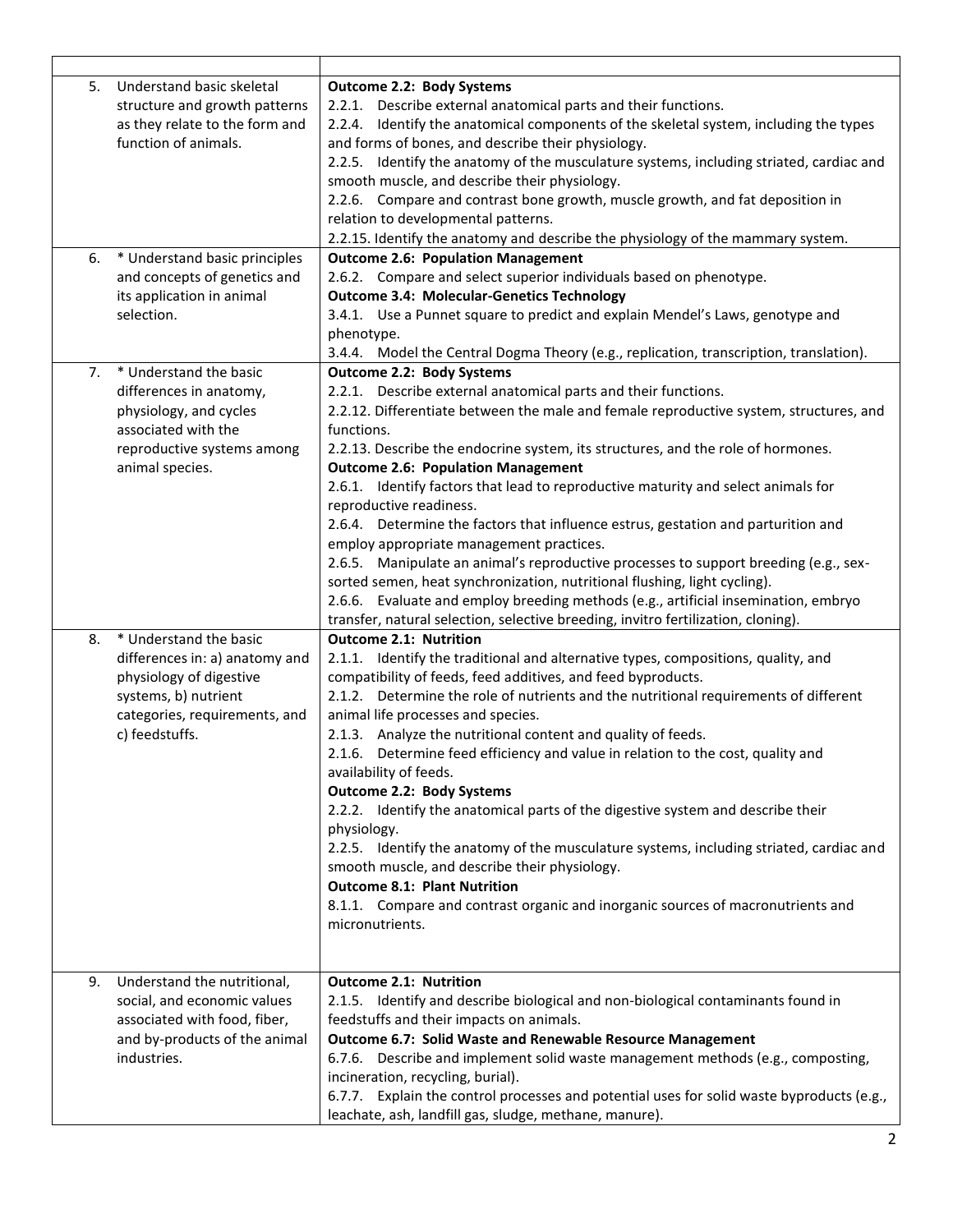| | |
|---|---|
| 5. Understand basic skeletal structure and growth patterns as they relate to the form and function of animals. | **Outcome 2.2: Body Systems**<br>2.2.1. Describe external anatomical parts and their functions.<br>2.2.4. Identify the anatomical components of the skeletal system, including the types and forms of bones, and describe their physiology.<br>2.2.5. Identify the anatomy of the musculature systems, including striated, cardiac and smooth muscle, and describe their physiology.<br>2.2.6. Compare and contrast bone growth, muscle growth, and fat deposition in relation to developmental patterns.<br>2.2.15. Identify the anatomy and describe the physiology of the mammary system. |
| 6. * Understand basic principles and concepts of genetics and its application in animal selection. | **Outcome 2.6: Population Management**<br>2.6.2. Compare and select superior individuals based on phenotype.<br>**Outcome 3.4: Molecular-Genetics Technology**<br>3.4.1. Use a Punnet square to predict and explain Mendel's Laws, genotype and phenotype.<br>3.4.4. Model the Central Dogma Theory (e.g., replication, transcription, translation). |
| 7. * Understand the basic differences in anatomy, physiology, and cycles associated with the reproductive systems among animal species. | **Outcome 2.2: Body Systems**<br>2.2.1. Describe external anatomical parts and their functions.<br>2.2.12. Differentiate between the male and female reproductive system, structures, and functions.<br>2.2.13. Describe the endocrine system, its structures, and the role of hormones.<br>**Outcome 2.6: Population Management**<br>2.6.1. Identify factors that lead to reproductive maturity and select animals for reproductive readiness.<br>2.6.4. Determine the factors that influence estrus, gestation and parturition and employ appropriate management practices.<br>2.6.5. Manipulate an animal's reproductive processes to support breeding (e.g., sex-sorted semen, heat synchronization, nutritional flushing, light cycling).<br>2.6.6. Evaluate and employ breeding methods (e.g., artificial insemination, embryo transfer, natural selection, selective breeding, invitro fertilization, cloning). |
| 8. * Understand the basic differences in: a) anatomy and physiology of digestive systems, b) nutrient categories, requirements, and c) feedstuffs. | **Outcome 2.1: Nutrition**<br>2.1.1. Identify the traditional and alternative types, compositions, quality, and compatibility of feeds, feed additives, and feed byproducts.<br>2.1.2. Determine the role of nutrients and the nutritional requirements of different animal life processes and species.<br>2.1.3. Analyze the nutritional content and quality of feeds.<br>2.1.6. Determine feed efficiency and value in relation to the cost, quality and availability of feeds.<br>**Outcome 2.2: Body Systems**<br>2.2.2. Identify the anatomical parts of the digestive system and describe their physiology.<br>2.2.5. Identify the anatomy of the musculature systems, including striated, cardiac and smooth muscle, and describe their physiology.<br>**Outcome 8.1: Plant Nutrition**<br>8.1.1. Compare and contrast organic and inorganic sources of macronutrients and micronutrients. |
| 9. Understand the nutritional, social, and economic values associated with food, fiber, and by-products of the animal industries. | **Outcome 2.1: Nutrition**<br>2.1.5. Identify and describe biological and non-biological contaminants found in feedstuffs and their impacts on animals.<br>**Outcome 6.7: Solid Waste and Renewable Resource Management**<br>6.7.6. Describe and implement solid waste management methods (e.g., composting, incineration, recycling, burial).<br>6.7.7. Explain the control processes and potential uses for solid waste byproducts (e.g., leachate, ash, landfill gas, sludge, methane, manure). |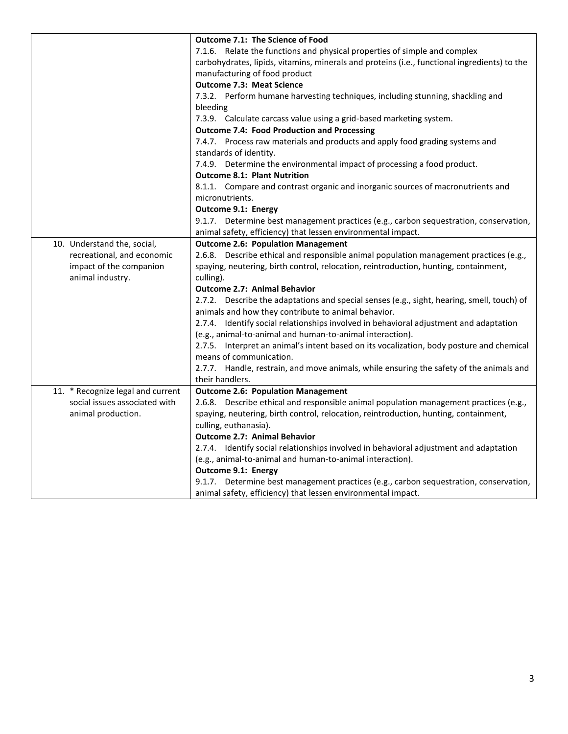| | |
|---|---|
| | **Outcome 7.1: The Science of Food**<br>7.1.6. Relate the functions and physical properties of simple and complex carbohydrates, lipids, vitamins, minerals and proteins (i.e., functional ingredients) to the manufacturing of food product<br>**Outcome 7.3: Meat Science**<br>7.3.2. Perform humane harvesting techniques, including stunning, shackling and bleeding<br>7.3.9. Calculate carcass value using a grid-based marketing system.<br>**Outcome 7.4: Food Production and Processing**<br>7.4.7. Process raw materials and products and apply food grading systems and standards of identity.<br>7.4.9. Determine the environmental impact of processing a food product.<br>**Outcome 8.1: Plant Nutrition**<br>8.1.1. Compare and contrast organic and inorganic sources of macronutrients and micronutrients.<br>**Outcome 9.1: Energy**<br>9.1.7. Determine best management practices (e.g., carbon sequestration, conservation, animal safety, efficiency) that lessen environmental impact. |
| 10. Understand the, social, recreational, and economic impact of the companion animal industry. | **Outcome 2.6: Population Management**<br>2.6.8. Describe ethical and responsible animal population management practices (e.g., spaying, neutering, birth control, relocation, reintroduction, hunting, containment, culling).<br>**Outcome 2.7: Animal Behavior**<br>2.7.2. Describe the adaptations and special senses (e.g., sight, hearing, smell, touch) of animals and how they contribute to animal behavior.<br>2.7.4. Identify social relationships involved in behavioral adjustment and adaptation (e.g., animal-to-animal and human-to-animal interaction).<br>2.7.5. Interpret an animal's intent based on its vocalization, body posture and chemical means of communication.<br>2.7.7. Handle, restrain, and move animals, while ensuring the safety of the animals and their handlers. |
| 11. * Recognize legal and current social issues associated with animal production. | **Outcome 2.6: Population Management**<br>2.6.8. Describe ethical and responsible animal population management practices (e.g., spaying, neutering, birth control, relocation, reintroduction, hunting, containment, culling, euthanasia).<br>**Outcome 2.7: Animal Behavior**<br>2.7.4. Identify social relationships involved in behavioral adjustment and adaptation (e.g., animal-to-animal and human-to-animal interaction).<br>**Outcome 9.1: Energy**<br>9.1.7. Determine best management practices (e.g., carbon sequestration, conservation, animal safety, efficiency) that lessen environmental impact. |